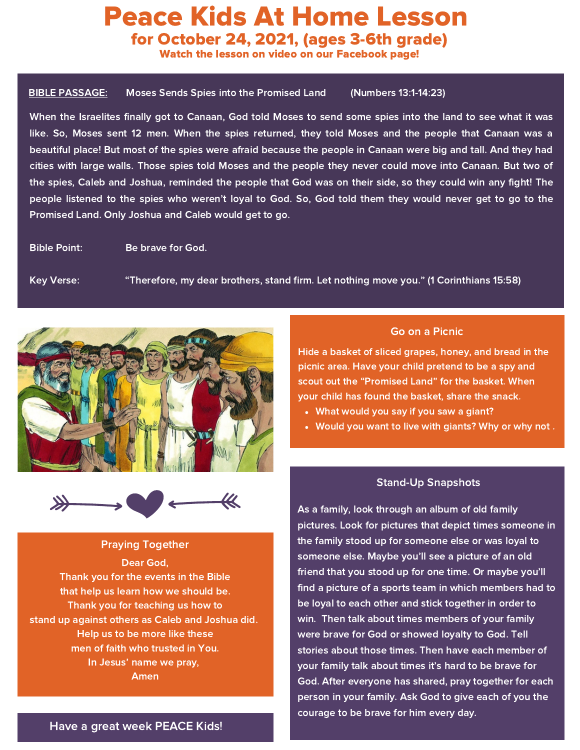# Peace Kids At Home Lesson

## for October 24, 2021, (ages 3-6th grade)

**Watch the lesson on video on our Facebook page!**

**BIBLE PASSAGE:** Moses Sends Spies into the Promised Land (Numbers 13:1-14:23)

When the Israelites finally got to Canaan, God told Moses to send some spies into the land to see what it was like. So, Moses sent 12 men. When the spies returned, they told Moses and the people that Canaan was a beautiful place! But most of the spies were afraid because the people in Canaan were big and tall. And they had cities with large walls. Those spies told Moses and the people they never could move into Canaan. But two of the spies, Caleb and Joshua, reminded the people that God was on their side, so they could win any fight! The people listened to the spies who weren't loyal to God. So, God told them they would never get to go to the Promised Land. Only Joshua and Caleb would get to go.

Bible Point: Be brave for God.

Key Verse: "Therefore, my dear brothers, stand firm. Let nothing move you." (1 Corinthians 15:58)

### Praying Together

Dear God,
Thank you for the events in the Bible
that help us learn how we should be.
Thank you for teaching us how to
stand up against others as Caleb and Joshua did.
Help us to be more like these
men of faith who trusted in You.
In Jesus' name we pray,
Amen

### Go on a Picnic

Hide a basket of sliced grapes, honey, and bread in the picnic area. Have your child pretend to be a spy and scout out the "Promised Land" for the basket. When your child has found the basket, share the snack.

- What would you say if you saw a giant?
- Would you want to live with giants? Why or why not .

### Stand-Up Snapshots

As a family, look through an album of old family pictures. Look for pictures that depict times someone in the family stood up for someone else or was loyal to someone else. Maybe you'll see a picture of an old friend that you stood up for one time. Or maybe you'll find a picture of a sports team in which members had to be loyal to each other and stick together in order to win. Then talk about times members of your family were brave for God or showed loyalty to God. Tell stories about those times. Then have each member of your family talk about times it's hard to be brave for God. After everyone has shared, pray together for each person in your family. Ask God to give each of you the courage to be brave for him every day.

**Have a great week PEACE Kids!**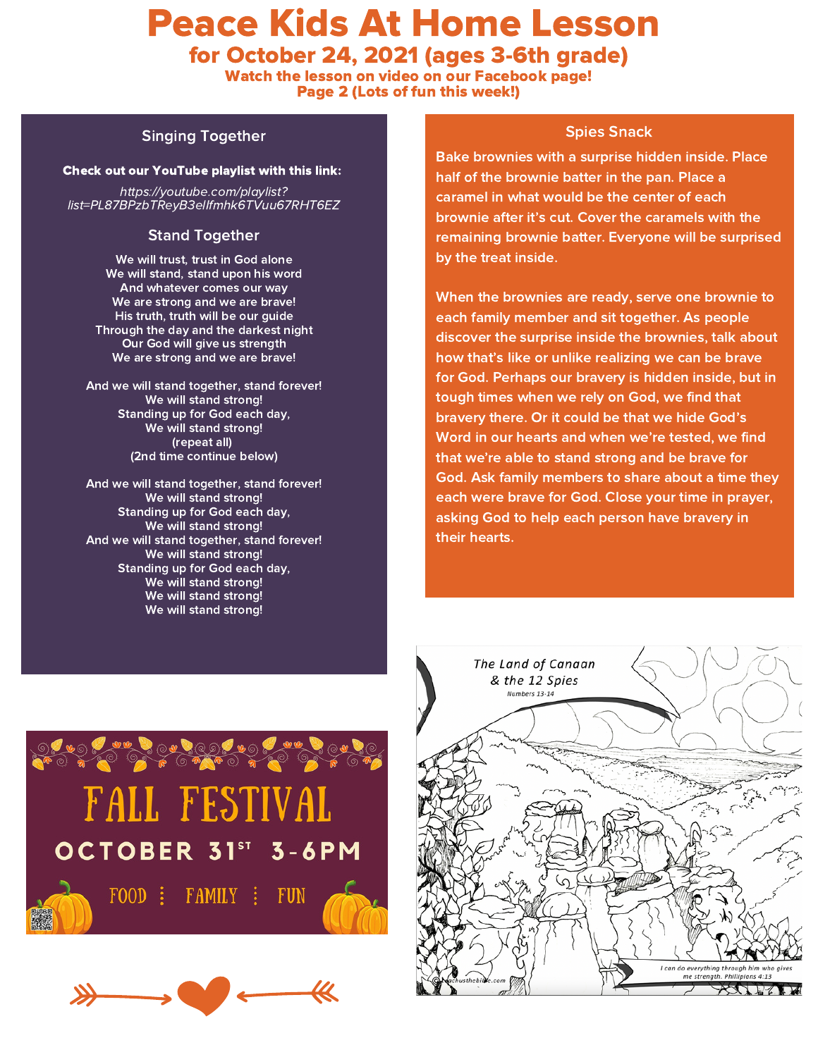# Peace Kids At Home Lesson

## for October 24, 2021 (ages 3-6th grade)

**Watch the lesson on video on our Facebook page!**
**Page 2 (Lots of fun this week!)**

### Singing Together

**Check out our YouTube playlist with this link:**

*https://youtube.com/playlist?list=PL87BPzbTReyB3eIlfmhk6TVuu67RHT6EZ*

### Stand Together

We will trust, trust in God alone
We will stand, stand upon his word
And whatever comes our way
We are strong and we are brave!
His truth, truth will be our guide
Through the day and the darkest night
Our God will give us strength
We are strong and we are brave!

And we will stand together, stand forever!
We will stand strong!
Standing up for God each day,
We will stand strong!
(repeat all)
(2nd time continue below)

And we will stand together, stand forever!
We will stand strong!
Standing up for God each day,
We will stand strong!
And we will stand together, stand forever!
We will stand strong!
Standing up for God each day,
We will stand strong!
We will stand strong!
We will stand strong!

### Spies Snack

Bake brownies with a surprise hidden inside. Place half of the brownie batter in the pan. Place a caramel in what would be the center of each brownie after it's cut. Cover the caramels with the remaining brownie batter. Everyone will be surprised by the treat inside.

When the brownies are ready, serve one brownie to each family member and sit together. As people discover the surprise inside the brownies, talk about how that's like or unlike realizing we can be brave for God. Perhaps our bravery is hidden inside, but in tough times when we rely on God, we find that bravery there. Or it could be that we hide God's Word in our hearts and when we're tested, we find that we're able to stand strong and be brave for God. Ask family members to share about a time they each were brave for God. Close your time in prayer, asking God to help each person have bravery in their hearts.

FALL FESTIVAL
OCTOBER 31ST 3-6PM
FOOD | FAMILY | FUN

The Land of Canaan & the 12 Spies
Numbers 13-14

I can do everything through him who gives me strength. Philippians 4:13

©teachusthebible.com